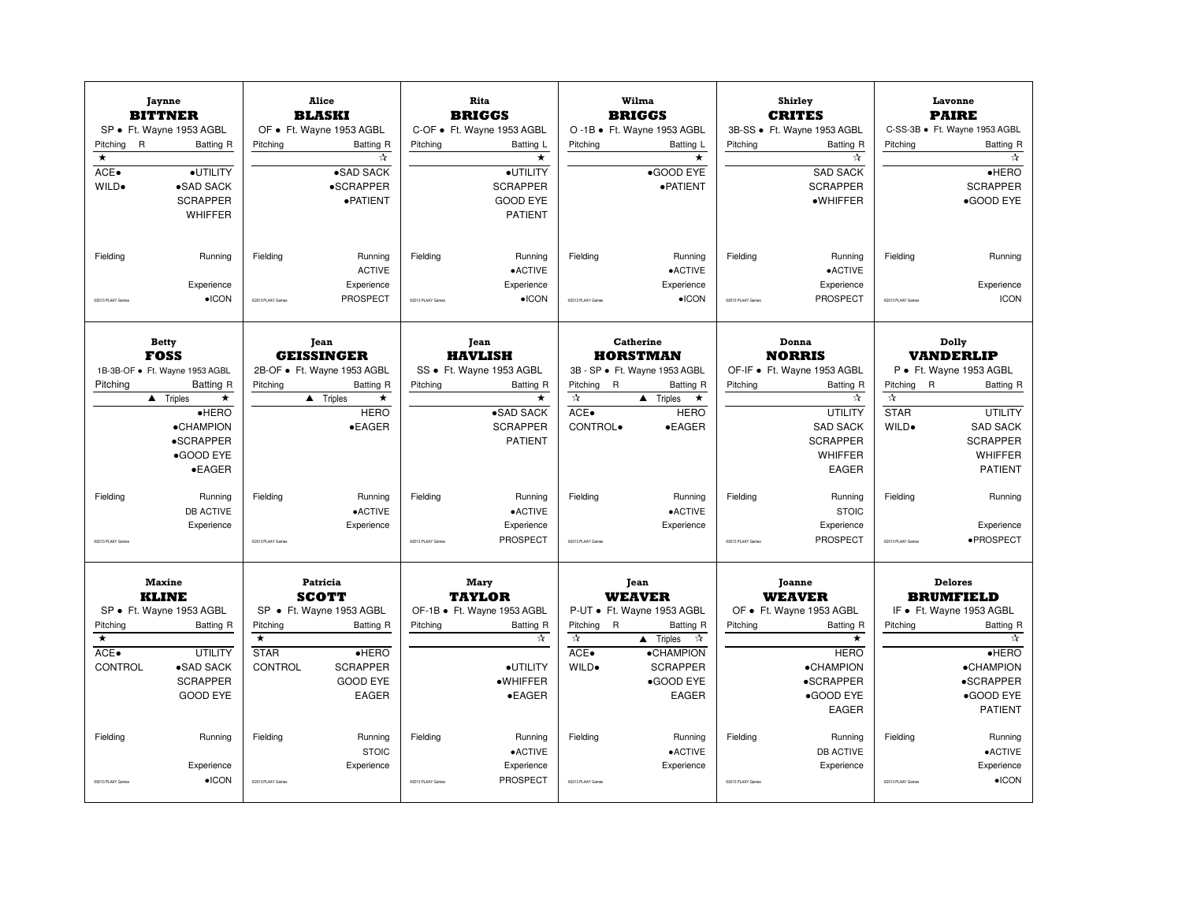### Jaynne **BITTNER**

SP • Ft. Wayne 1953 AGBL

Pitching R | Batting R

★

ACE• | •UTILITY
WILD• | •SAD SACK
SCRAPPER
WHIFFER

Fielding | Running

Experience
•ICON

©2013 PLAAY Games

---

### Alice **BLASKI**

OF • Ft. Wayne 1953 AGBL

Pitching | Batting R

☆

•SAD SACK
•SCRAPPER
•PATIENT

Fielding | Running
ACTIVE
Experience
PROSPECT

©2013 PLAAY Games

---

### Rita **BRIGGS**

C-OF • Ft. Wayne 1953 AGBL

Pitching | Batting L

★

•UTILITY
SCRAPPER
GOOD EYE
PATIENT

Fielding | Running
•ACTIVE
Experience
•ICON

©2013 PLAAY Games

---

### Wilma **BRIGGS**

O -1B • Ft. Wayne 1953 AGBL

Pitching | Batting L

★

•GOOD EYE
•PATIENT

Fielding | Running
•ACTIVE
Experience
•ICON

©2013 PLAAY Games

---

### Shirley **CRITES**

3B-SS • Ft. Wayne 1953 AGBL

Pitching | Batting R

☆

SAD SACK
SCRAPPER
•WHIFFER

Fielding | Running
•ACTIVE
Experience
PROSPECT

©2013 PLAAY Games

---

### Lavonne **PAIRE**

C-SS-3B • Ft. Wayne 1953 AGBL

Pitching | Batting R

☆

•HERO
SCRAPPER
•GOOD EYE

Fielding | Running

Experience
ICON

©2013 PLAAY Games

---

### Betty **FOSS**

1B-3B-OF • Ft. Wayne 1953 AGBL

Pitching | Batting R

▲ Triples ★

•HERO
•CHAMPION
•SCRAPPER
•GOOD EYE
•EAGER

Fielding | Running
DB ACTIVE
Experience

©2013 PLAAY Games

---

### Jean **GEISSINGER**

2B-OF • Ft. Wayne 1953 AGBL

Pitching | Batting R

▲ Triples ★

HERO
•EAGER

Fielding | Running
•ACTIVE
Experience

©2013 PLAAY Games

---

### Jean **HAVLISH**

SS • Ft. Wayne 1953 AGBL

Pitching | Batting R

★

•SAD SACK
SCRAPPER
PATIENT

Fielding | Running
•ACTIVE
Experience
PROSPECT

©2013 PLAAY Games

---

### Catherine **HORSTMAN**

3B - SP • Ft. Wayne 1953 AGBL

Pitching R | Batting R

☆ | ▲ Triples ★

ACE• | HERO
CONTROL• | •EAGER

Fielding | Running
•ACTIVE
Experience

©2013 PLAAY Games

---

### Donna **NORRIS**

OF-IF • Ft. Wayne 1953 AGBL

Pitching | Batting R

☆

UTILITY
SAD SACK
SCRAPPER
WHIFFER
EAGER

Fielding | Running
STOIC
Experience
PROSPECT

©2013 PLAAY Games

---

### Dolly **VANDERLIP**

P • Ft. Wayne 1953 AGBL

Pitching R | Batting R

☆

STAR | UTILITY
WILD• | SAD SACK
SCRAPPER
WHIFFER
PATIENT

Fielding | Running

Experience
•PROSPECT

©2013 PLAAY Games

---

### Maxine **KLINE**

SP • Ft. Wayne 1953 AGBL

Pitching | Batting R

★

ACE• | UTILITY
CONTROL | •SAD SACK
SCRAPPER
GOOD EYE

Fielding | Running

Experience
•ICON

©2013 PLAAY Games

---

### Patricia **SCOTT**

SP • Ft. Wayne 1953 AGBL

Pitching | Batting R

★

STAR | •HERO
CONTROL | SCRAPPER
GOOD EYE
EAGER

Fielding | Running
STOIC
Experience

©2013 PLAAY Games

---

### Mary **TAYLOR**

OF-1B • Ft. Wayne 1953 AGBL

Pitching | Batting R

☆

•UTILITY
•WHIFFER
•EAGER

Fielding | Running
•ACTIVE
Experience
PROSPECT

©2013 PLAAY Games

---

### Jean **WEAVER**

P-UT • Ft. Wayne 1953 AGBL

Pitching R | Batting R

☆ | ▲ Triples ☆

ACE• | •CHAMPION
WILD• | SCRAPPER
•GOOD EYE
EAGER

Fielding | Running
•ACTIVE
Experience

©2013 PLAAY Games

---

### Joanne **WEAVER**

OF • Ft. Wayne 1953 AGBL

Pitching | Batting R

★

HERO
•CHAMPION
•SCRAPPER
•GOOD EYE
EAGER

Fielding | Running
DB ACTIVE
Experience

©2013 PLAAY Games

---

### Delores **BRUMFIELD**

IF • Ft. Wayne 1953 AGBL

Pitching | Batting R

☆

•HERO
•CHAMPION
•SCRAPPER
•GOOD EYE
PATIENT

Fielding | Running
•ACTIVE
Experience
•ICON

©2013 PLAAY Games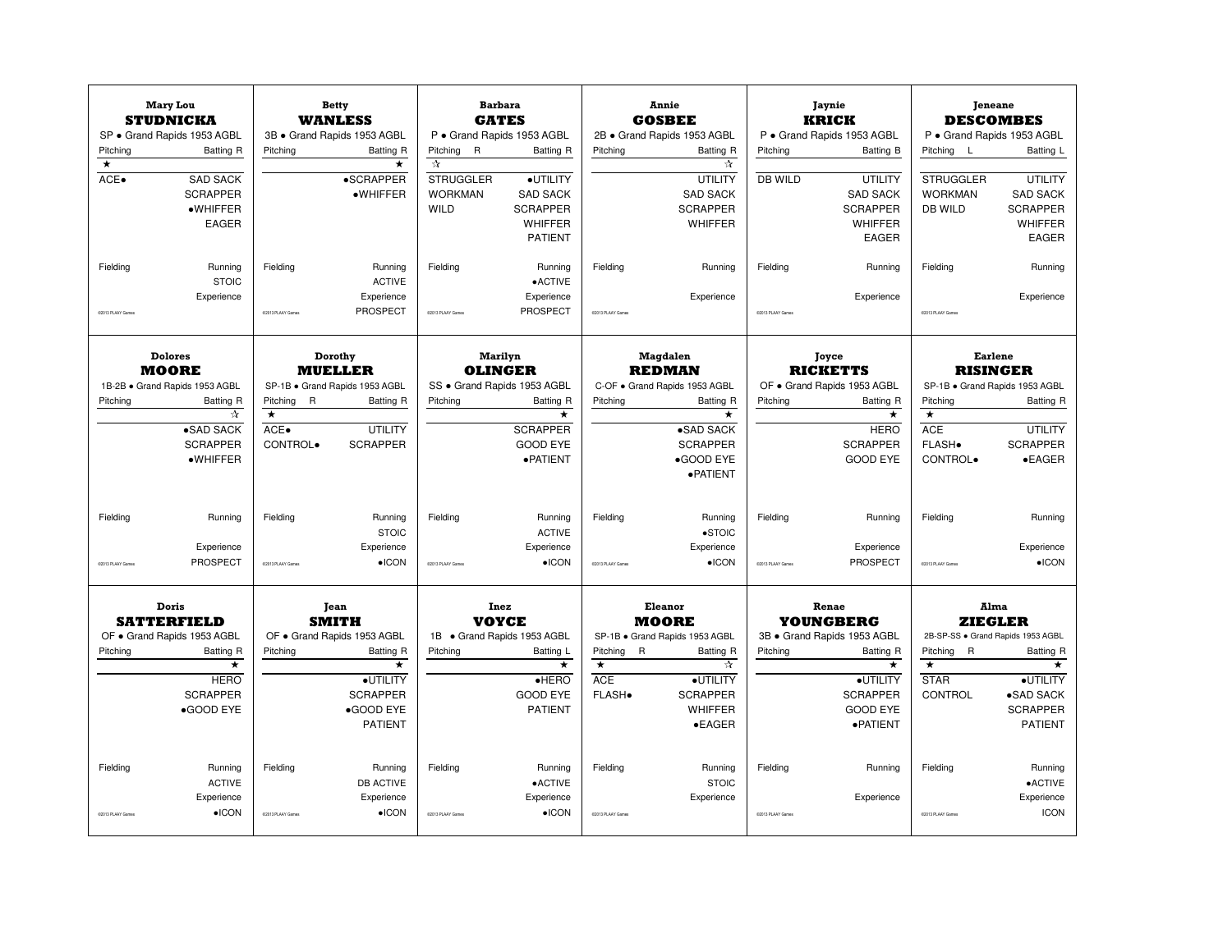### Mary Lou STUDNICKA
SP • Grand Rapids 1953 AGBL

Pitching ★ | Batting R

- ACE•
- SAD SACK
- SCRAPPER
- •WHIFFER
- EAGER

Fielding | Running: STOIC | Experience

©2013 PLAAY Games

---

### Betty WANLESS
3B • Grand Rapids 1953 AGBL

Pitching | Batting R ★

- •SCRAPPER
- •WHIFFER

Fielding | Running: ACTIVE | Experience: PROSPECT

©2013 PLAAY Games

---

### Barbara GATES
P • Grand Rapids 1953 AGBL

Pitching R ☆ | Batting R

- STRUGGLER
- WORKMAN
- WILD
- •UTILITY
- SAD SACK
- SCRAPPER
- WHIFFER
- PATIENT

Fielding | Running: •ACTIVE | Experience: PROSPECT

©2013 PLAAY Games

---

### Annie GOSBEE
2B • Grand Rapids 1953 AGBL

Pitching | Batting R ☆

- UTILITY
- SAD SACK
- SCRAPPER
- WHIFFER

Fielding | Running | Experience

©2013 PLAAY Games

---

### Jaynie KRICK
P • Grand Rapids 1953 AGBL

Pitching | Batting B

- DB WILD
- UTILITY
- SAD SACK
- SCRAPPER
- WHIFFER
- EAGER

Fielding | Running | Experience

©2013 PLAAY Games

---

### Jeneane DESCOMBES
P • Grand Rapids 1953 AGBL

Pitching L | Batting L

- STRUGGLER
- WORKMAN
- DB WILD
- UTILITY
- SAD SACK
- SCRAPPER
- WHIFFER
- EAGER

Fielding | Running | Experience

©2013 PLAAY Games

---

### Dolores MOORE
1B-2B • Grand Rapids 1953 AGBL

Pitching | Batting R ☆

- •SAD SACK
- SCRAPPER
- •WHIFFER

Fielding | Running | Experience: PROSPECT

©2013 PLAAY Games

---

### Dorothy MUELLER
SP-1B • Grand Rapids 1953 AGBL

Pitching R ★ | Batting R

- ACE•
- CONTROL•
- UTILITY
- SCRAPPER

Fielding | Running: STOIC | Experience: •ICON

©2013 PLAAY Games

---

### Marilyn OLINGER
SS • Grand Rapids 1953 AGBL

Pitching | Batting R ★

- SCRAPPER
- GOOD EYE
- •PATIENT

Fielding | Running: ACTIVE | Experience: •ICON

©2013 PLAAY Games

---

### Magdalen REDMAN
C-OF • Grand Rapids 1953 AGBL

Pitching | Batting R ★

- •SAD SACK
- SCRAPPER
- •GOOD EYE
- •PATIENT

Fielding | Running: •STOIC | Experience: •ICON

©2013 PLAAY Games

---

### Joyce RICKETTS
OF • Grand Rapids 1953 AGBL

Pitching | Batting R ★

- HERO
- SCRAPPER
- GOOD EYE

Fielding | Running | Experience: PROSPECT

©2013 PLAAY Games

---

### Earlene RISINGER
SP-1B • Grand Rapids 1953 AGBL

Pitching ★ | Batting R

- ACE
- FLASH•
- CONTROL•
- UTILITY
- SCRAPPER
- •EAGER

Fielding | Running | Experience: •ICON

©2013 PLAAY Games

---

### Doris SATTERFIELD
OF • Grand Rapids 1953 AGBL

Pitching | Batting R ★

- HERO
- SCRAPPER
- •GOOD EYE

Fielding | Running: ACTIVE | Experience: •ICON

©2013 PLAAY Games

---

### Jean SMITH
OF • Grand Rapids 1953 AGBL

Pitching | Batting R ★

- •UTILITY
- SCRAPPER
- •GOOD EYE
- PATIENT

Fielding | Running: DB ACTIVE | Experience: •ICON

©2013 PLAAY Games

---

### Inez VOYCE
1B • Grand Rapids 1953 AGBL

Pitching | Batting L ★

- •HERO
- GOOD EYE
- PATIENT

Fielding | Running: •ACTIVE | Experience: •ICON

©2013 PLAAY Games

---

### Eleanor MOORE
SP-1B • Grand Rapids 1953 AGBL

Pitching R ★ | Batting R ☆

- ACE
- FLASH•
- •UTILITY
- SCRAPPER
- WHIFFER
- •EAGER

Fielding | Running: STOIC | Experience

©2013 PLAAY Games

---

### Renae YOUNGBERG
3B • Grand Rapids 1953 AGBL

Pitching | Batting R ★

- •UTILITY
- SCRAPPER
- GOOD EYE
- •PATIENT

Fielding | Running | Experience

©2013 PLAAY Games

---

### Alma ZIEGLER
2B-SP-SS • Grand Rapids 1953 AGBL

Pitching R ★ | Batting R ★

- STAR
- CONTROL
- •UTILITY
- •SAD SACK
- SCRAPPER
- PATIENT

Fielding | Running: •ACTIVE | Experience: ICON

©2013 PLAAY Games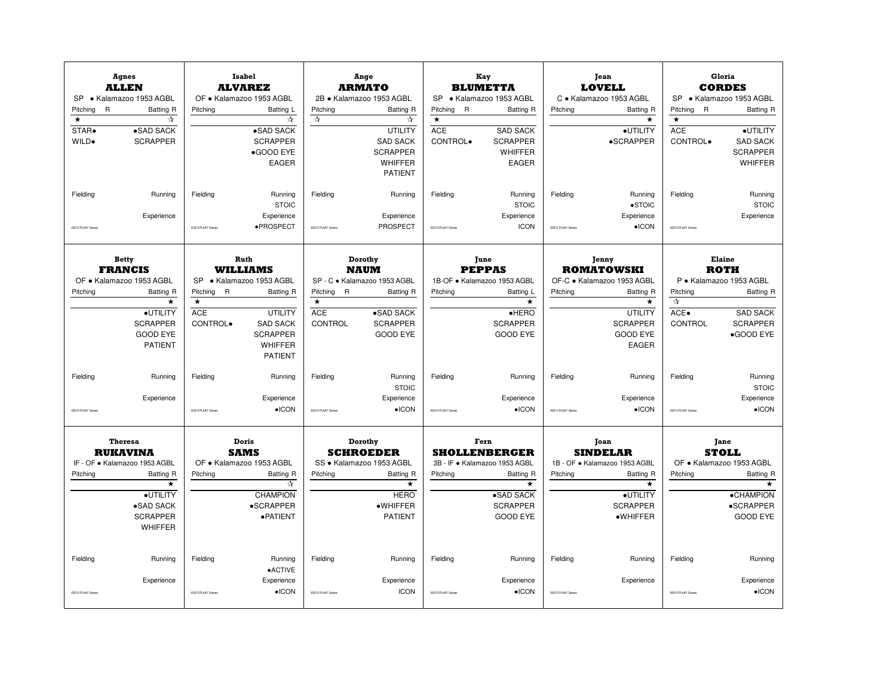**Agnes**
**ALLEN**
SP • Kalamazoo 1953 AGBL

| Pitching R | Batting R |
|---|---|
| ★ | ☆ |
| STAR• | •SAD SACK |
| WILD• | SCRAPPER |
| Fielding | Running |
| | Experience |

©2013 PLAAY Games

---

**Isabel**
**ALVAREZ**
OF • Kalamazoo 1953 AGBL

| Pitching | Batting L |
|---|---|
| | ☆ |
| | •SAD SACK |
| | SCRAPPER |
| | •GOOD EYE |
| | EAGER |
| Fielding | Running |
| | STOIC |
| | Experience |
| | •PROSPECT |

©2013 PLAAY Games

---

**Ange**
**ARMATO**
2B • Kalamazoo 1953 AGBL

| Pitching | Batting R |
|---|---|
| ☆ | ☆ |
| | UTILITY |
| | SAD SACK |
| | SCRAPPER |
| | WHIFFER |
| | PATIENT |
| Fielding | Running |
| | Experience |
| | PROSPECT |

©2013 PLAAY Games

---

**Kay**
**BLUMETTA**
SP • Kalamazoo 1953 AGBL

| Pitching R | Batting R |
|---|---|
| ★ | |
| ACE | SAD SACK |
| CONTROL• | SCRAPPER |
| | WHIFFER |
| | EAGER |
| Fielding | Running |
| | STOIC |
| | Experience |
| | ICON |

©2013 PLAAY Games

---

**Jean**
**LOVELL**
C • Kalamazoo 1953 AGBL

| Pitching | Batting R |
|---|---|
| | ★ |
| | •UTILITY |
| | •SCRAPPER |
| Fielding | Running |
| | •STOIC |
| | Experience |
| | •ICON |

©2013 PLAAY Games

---

**Gloria**
**CORDES**
SP • Kalamazoo 1953 AGBL

| Pitching R | Batting R |
|---|---|
| ★ | |
| ACE | •UTILITY |
| CONTROL• | SAD SACK |
| | SCRAPPER |
| | WHIFFER |
| Fielding | Running |
| | STOIC |
| | Experience |

©2013 PLAAY Games

---

**Betty**
**FRANCIS**
OF • Kalamazoo 1953 AGBL

| Pitching | Batting R |
|---|---|
| | ★ |
| | •UTILITY |
| | SCRAPPER |
| | GOOD EYE |
| | PATIENT |
| Fielding | Running |
| | Experience |

©2013 PLAAY Games

---

**Ruth**
**WILLIAMS**
SP • Kalamazoo 1953 AGBL

| Pitching R | Batting R |
|---|---|
| ★ | |
| ACE | UTILITY |
| CONTROL• | SAD SACK |
| | SCRAPPER |
| | WHIFFER |
| | PATIENT |
| Fielding | Running |
| | Experience |
| | •ICON |

©2013 PLAAY Games

---

**Dorothy**
**NAUM**
SP - C • Kalamazoo 1953 AGBL

| Pitching R | Batting R |
|---|---|
| ★ | |
| ACE | •SAD SACK |
| CONTROL | SCRAPPER |
| | GOOD EYE |
| Fielding | Running |
| | STOIC |
| | Experience |
| | •ICON |

©2013 PLAAY Games

---

**June**
**PEPPAS**
1B-OF • Kalamazoo 1953 AGBL

| Pitching | Batting L |
|---|---|
| | ★ |
| | •HERO |
| | SCRAPPER |
| | GOOD EYE |
| Fielding | Running |
| | Experience |
| | •ICON |

©2013 PLAAY Games

---

**Jenny**
**ROMATOWSKI**
OF-C • Kalamazoo 1953 AGBL

| Pitching | Batting R |
|---|---|
| | ★ |
| | UTILITY |
| | SCRAPPER |
| | GOOD EYE |
| | EAGER |
| Fielding | Running |
| | Experience |
| | •ICON |

©2013 PLAAY Games

---

**Elaine**
**ROTH**
P • Kalamazoo 1953 AGBL

| Pitching | Batting R |
|---|---|
| ☆ | |
| ACE• | SAD SACK |
| CONTROL | SCRAPPER |
| | •GOOD EYE |
| Fielding | Running |
| | STOIC |
| | Experience |
| | •ICON |

©2013 PLAAY Games

---

**Theresa**
**RUKAVINA**
IF - OF • Kalamazoo 1953 AGBL

| Pitching | Batting R |
|---|---|
| | ★ |
| | •UTILITY |
| | •SAD SACK |
| | SCRAPPER |
| | WHIFFER |
| Fielding | Running |
| | Experience |

©2013 PLAAY Games

---

**Doris**
**SAMS**
OF • Kalamazoo 1953 AGBL

| Pitching | Batting R |
|---|---|
| | ☆ |
| | CHAMPION |
| | •SCRAPPER |
| | •PATIENT |
| Fielding | Running |
| | •ACTIVE |
| | Experience |
| | •ICON |

©2013 PLAAY Games

---

**Dorothy**
**SCHROEDER**
SS • Kalamazoo 1953 AGBL

| Pitching | Batting R |
|---|---|
| | ★ |
| | HERO |
| | •WHIFFER |
| | PATIENT |
| Fielding | Running |
| | Experience |
| | ICON |

©2013 PLAAY Games

---

**Fern**
**SHOLLENBERGER**
3B - IF • Kalamazoo 1953 AGBL

| Pitching | Batting R |
|---|---|
| | ★ |
| | •SAD SACK |
| | SCRAPPER |
| | GOOD EYE |
| Fielding | Running |
| | Experience |
| | •ICON |

©2013 PLAAY Games

---

**Joan**
**SINDELAR**
1B - OF • Kalamazoo 1953 AGBL

| Pitching | Batting R |
|---|---|
| | ★ |
| | •UTILITY |
| | SCRAPPER |
| | •WHIFFER |
| Fielding | Running |
| | Experience |

©2013 PLAAY Games

---

**Jane**
**STOLL**
OF • Kalamazoo 1953 AGBL

| Pitching | Batting R |
|---|---|
| | ★ |
| | •CHAMPION |
| | •SCRAPPER |
| | GOOD EYE |
| Fielding | Running |
| | Experience |
| | •ICON |

©2013 PLAAY Games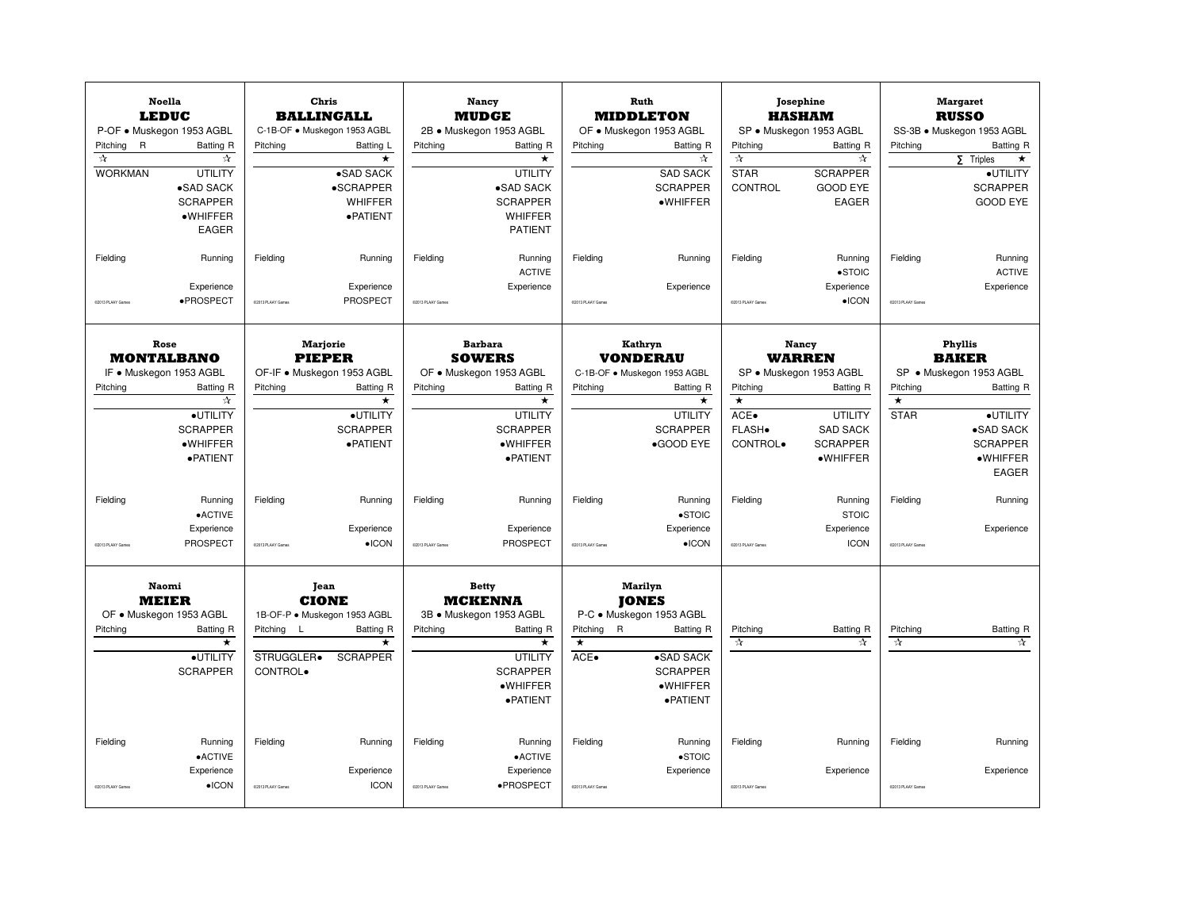## Noella **LEDUC**

P-OF • Muskegon 1953 AGBL

Pitching R | Batting R

☆ | ☆

WORKMAN | UTILITY

•SAD SACK

SCRAPPER

•WHIFFER

EAGER

Fielding | Running

Experience

•PROSPECT

©2013 PLAAY Games

## Chris **BALLINGALL**

C-1B-OF • Muskegon 1953 AGBL

Pitching | Batting L

★

•SAD SACK

•SCRAPPER

WHIFFER

•PATIENT

Fielding | Running

Experience

PROSPECT

©2013 PLAAY Games

## Nancy **MUDGE**

2B • Muskegon 1953 AGBL

Pitching | Batting R

★

UTILITY

•SAD SACK

SCRAPPER

WHIFFER

PATIENT

Fielding | Running

ACTIVE

Experience

©2013 PLAAY Games

## Ruth **MIDDLETON**

OF • Muskegon 1953 AGBL

Pitching | Batting R

☆

SAD SACK

SCRAPPER

•WHIFFER

Fielding | Running

Experience

©2013 PLAAY Games

## Josephine **HASHAM**

SP • Muskegon 1953 AGBL

Pitching | Batting R

☆ | ☆

STAR | SCRAPPER

CONTROL | GOOD EYE

EAGER

Fielding | Running

•STOIC

Experience

•ICON

©2013 PLAAY Games

## Margaret **RUSSO**

SS-3B • Muskegon 1953 AGBL

Pitching | Batting R

∑ Triples ★

•UTILITY

SCRAPPER

GOOD EYE

Fielding | Running

ACTIVE

Experience

©2013 PLAAY Games

## Rose **MONTALBANO**

IF • Muskegon 1953 AGBL

Pitching | Batting R

☆

•UTILITY

SCRAPPER

•WHIFFER

•PATIENT

Fielding | Running

•ACTIVE

Experience

PROSPECT

©2013 PLAAY Games

## Marjorie **PIEPER**

OF-IF • Muskegon 1953 AGBL

Pitching | Batting R

★

•UTILITY

SCRAPPER

•PATIENT

Fielding | Running

Experience

•ICON

©2013 PLAAY Games

## Barbara **SOWERS**

OF • Muskegon 1953 AGBL

Pitching | Batting R

★

UTILITY

SCRAPPER

•WHIFFER

•PATIENT

Fielding | Running

Experience

PROSPECT

©2013 PLAAY Games

## Kathryn **VONDERAU**

C-1B-OF • Muskegon 1953 AGBL

Pitching | Batting R

★

UTILITY

SCRAPPER

•GOOD EYE

Fielding | Running

•STOIC

Experience

•ICON

©2013 PLAAY Games

## Nancy **WARREN**

SP • Muskegon 1953 AGBL

Pitching | Batting R

★

ACE• | UTILITY

FLASH• | SAD SACK

CONTROL• | SCRAPPER

•WHIFFER

Fielding | Running

STOIC

Experience

ICON

©2013 PLAAY Games

## Phyllis **BAKER**

SP • Muskegon 1953 AGBL

Pitching | Batting R

★

STAR | •UTILITY

•SAD SACK

SCRAPPER

•WHIFFER

EAGER

Fielding | Running

Experience

©2013 PLAAY Games

## Naomi **MEIER**

OF • Muskegon 1953 AGBL

Pitching | Batting R

★

•UTILITY

SCRAPPER

Fielding | Running

•ACTIVE

Experience

•ICON

©2013 PLAAY Games

## Jean **CIONE**

1B-OF-P • Muskegon 1953 AGBL

Pitching L | Batting R

★

STRUGGLER• | SCRAPPER

CONTROL•

Fielding | Running

Experience

ICON

©2013 PLAAY Games

## Betty **MCKENNA**

3B • Muskegon 1953 AGBL

Pitching | Batting R

★

UTILITY

SCRAPPER

•WHIFFER

•PATIENT

Fielding | Running

•ACTIVE

Experience

•PROSPECT

©2013 PLAAY Games

## Marilyn **JONES**

P-C • Muskegon 1953 AGBL

Pitching R | Batting R

★

ACE• | •SAD SACK

SCRAPPER

•WHIFFER

•PATIENT

Fielding | Running

•STOIC

Experience

©2013 PLAAY Games

---

Pitching | Batting R

☆ | ☆

Fielding | Running

Experience

©2013 PLAAY Games

---

Pitching | Batting R

☆ | ☆

Fielding | Running

Experience

©2013 PLAAY Games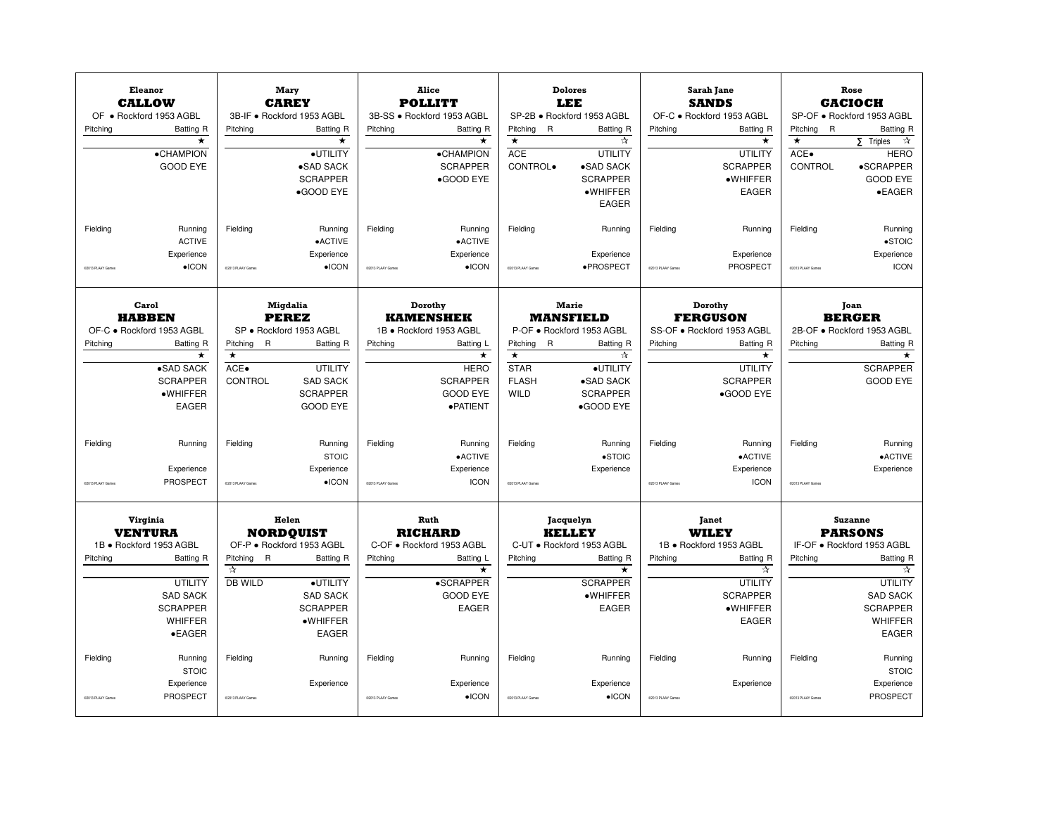**Eleanor**
**CALLOW**
OF • Rockford 1953 AGBL

| Pitching | Batting R |
|---|---|
| | ★ |
| | •CHAMPION |
| | GOOD EYE |
| Fielding | Running |
| | ACTIVE |
| | Experience |
| ©2013 PLAAY Games | •ICON |

**Mary**
**CAREY**
3B-IF • Rockford 1953 AGBL

| Pitching | Batting R |
|---|---|
| | ★ |
| | •UTILITY |
| | •SAD SACK |
| | SCRAPPER |
| | •GOOD EYE |
| Fielding | Running |
| | •ACTIVE |
| | Experience |
| ©2013 PLAAY Games | •ICON |

**Alice**
**POLLITT**
3B-SS • Rockford 1953 AGBL

| Pitching | Batting R |
|---|---|
| | ★ |
| | •CHAMPION |
| | SCRAPPER |
| | •GOOD EYE |
| Fielding | Running |
| | •ACTIVE |
| | Experience |
| ©2013 PLAAY Games | •ICON |

**Dolores**
**LEE**
SP-2B • Rockford 1953 AGBL

| Pitching R | Batting R |
|---|---|
| ★ | ☆ |
| ACE | UTILITY |
| CONTROL• | •SAD SACK |
| | SCRAPPER |
| | •WHIFFER |
| | EAGER |
| Fielding | Running |
| | Experience |
| ©2013 PLAAY Games | •PROSPECT |

**Sarah Jane**
**SANDS**
OF-C • Rockford 1953 AGBL

| Pitching | Batting R |
|---|---|
| | ★ |
| | UTILITY |
| | SCRAPPER |
| | •WHIFFER |
| | EAGER |
| Fielding | Running |
| | Experience |
| ©2013 PLAAY Games | PROSPECT |

**Rose**
**GACIOCH**
SP-OF • Rockford 1953 AGBL

| Pitching R | Batting R |
|---|---|
| ★ | ∑ Triples ☆ |
| ACE• | HERO |
| CONTROL | •SCRAPPER |
| | GOOD EYE |
| | •EAGER |
| Fielding | Running |
| | •STOIC |
| | Experience |
| ©2013 PLAAY Games | ICON |

**Carol**
**HABBEN**
OF-C • Rockford 1953 AGBL

| Pitching | Batting R |
|---|---|
| | ★ |
| | •SAD SACK |
| | SCRAPPER |
| | •WHIFFER |
| | EAGER |
| Fielding | Running |
| | Experience |
| ©2013 PLAAY Games | PROSPECT |

**Migdalia**
**PEREZ**
SP • Rockford 1953 AGBL

| Pitching R | Batting R |
|---|---|
| ★ | |
| ACE• | UTILITY |
| CONTROL | SAD SACK |
| | SCRAPPER |
| | GOOD EYE |
| Fielding | Running |
| | STOIC |
| | Experience |
| ©2013 PLAAY Games | •ICON |

**Dorothy**
**KAMENSHEK**
1B • Rockford 1953 AGBL

| Pitching | Batting L |
|---|---|
| | ★ |
| | HERO |
| | SCRAPPER |
| | GOOD EYE |
| | •PATIENT |
| Fielding | Running |
| | •ACTIVE |
| | Experience |
| ©2013 PLAAY Games | ICON |

**Marie**
**MANSFIELD**
P-OF • Rockford 1953 AGBL

| Pitching R | Batting R |
|---|---|
| ★ | ☆ |
| STAR | •UTILITY |
| FLASH | •SAD SACK |
| WILD | SCRAPPER |
| | •GOOD EYE |
| Fielding | Running |
| | •STOIC |
| | Experience |
| ©2013 PLAAY Games | |

**Dorothy**
**FERGUSON**
SS-OF • Rockford 1953 AGBL

| Pitching | Batting R |
|---|---|
| | ★ |
| | UTILITY |
| | SCRAPPER |
| | •GOOD EYE |
| Fielding | Running |
| | •ACTIVE |
| | Experience |
| ©2013 PLAAY Games | ICON |

**Joan**
**BERGER**
2B-OF • Rockford 1953 AGBL

| Pitching | Batting R |
|---|---|
| | ★ |
| | SCRAPPER |
| | GOOD EYE |
| Fielding | Running |
| | •ACTIVE |
| | Experience |
| ©2013 PLAAY Games | |

**Virginia**
**VENTURA**
1B • Rockford 1953 AGBL

| Pitching | Batting R |
|---|---|
| | |
| | UTILITY |
| | SAD SACK |
| | SCRAPPER |
| | WHIFFER |
| | •EAGER |
| Fielding | Running |
| | STOIC |
| | Experience |
| ©2013 PLAAY Games | PROSPECT |

**Helen**
**NORDQUIST**
OF-P • Rockford 1953 AGBL

| Pitching R | Batting R |
|---|---|
| ☆ | |
| DB WILD | •UTILITY |
| | SAD SACK |
| | SCRAPPER |
| | •WHIFFER |
| | EAGER |
| Fielding | Running |
| | Experience |
| ©2013 PLAAY Games | |

**Ruth**
**RICHARD**
C-OF • Rockford 1953 AGBL

| Pitching | Batting L |
|---|---|
| | ★ |
| | •SCRAPPER |
| | GOOD EYE |
| | EAGER |
| Fielding | Running |
| | Experience |
| ©2013 PLAAY Games | •ICON |

**Jacquelyn**
**KELLEY**
C-UT • Rockford 1953 AGBL

| Pitching | Batting R |
|---|---|
| | ★ |
| | SCRAPPER |
| | •WHIFFER |
| | EAGER |
| Fielding | Running |
| | Experience |
| ©2013 PLAAY Games | •ICON |

**Janet**
**WILEY**
1B • Rockford 1953 AGBL

| Pitching | Batting R |
|---|---|
| | ☆ |
| | UTILITY |
| | SCRAPPER |
| | •WHIFFER |
| | EAGER |
| Fielding | Running |
| | Experience |
| ©2013 PLAAY Games | |

**Suzanne**
**PARSONS**
IF-OF • Rockford 1953 AGBL

| Pitching | Batting R |
|---|---|
| | ☆ |
| | UTILITY |
| | SAD SACK |
| | SCRAPPER |
| | WHIFFER |
| | EAGER |
| Fielding | Running |
| | STOIC |
| | Experience |
| ©2013 PLAAY Games | PROSPECT |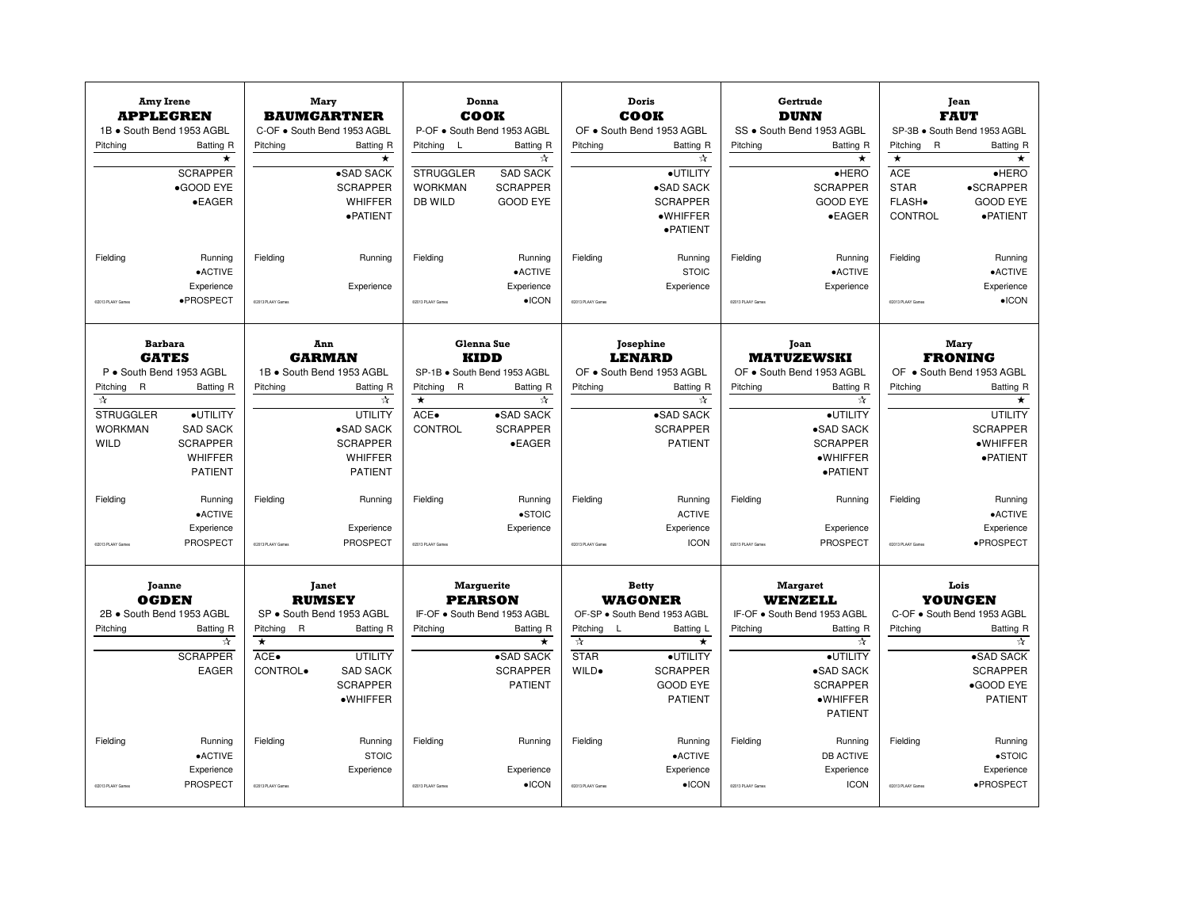### Amy Irene **APPLEGREN**
1B • South Bend 1953 AGBL

| Pitching | Batting R |
|---|---|
| | ★ |
| | SCRAPPER |
| | •GOOD EYE |
| | •EAGER |
| Fielding | Running |
| | •ACTIVE |
| | Experience |
| | •PROSPECT |

©2013 PLAAY Games

### Mary **BAUMGARTNER**
C-OF • South Bend 1953 AGBL

| Pitching | Batting R |
|---|---|
| | ★ |
| | •SAD SACK |
| | SCRAPPER |
| | WHIFFER |
| | •PATIENT |
| Fielding | Running |
| | |
| | Experience |

©2013 PLAAY Games

### Donna **COOK**
P-OF • South Bend 1953 AGBL

| Pitching L | Batting R |
|---|---|
| | ☆ |
| STRUGGLER | SAD SACK |
| WORKMAN | SCRAPPER |
| DB WILD | GOOD EYE |
| Fielding | Running |
| | •ACTIVE |
| | Experience |
| | •ICON |

©2013 PLAAY Games

### Doris **COOK**
OF • South Bend 1953 AGBL

| Pitching | Batting R |
|---|---|
| | ☆ |
| | •UTILITY |
| | •SAD SACK |
| | SCRAPPER |
| | •WHIFFER |
| | •PATIENT |
| Fielding | Running |
| | STOIC |
| | Experience |

©2013 PLAAY Games

### Gertrude **DUNN**
SS • South Bend 1953 AGBL

| Pitching | Batting R |
|---|---|
| | ★ |
| | •HERO |
| | SCRAPPER |
| | GOOD EYE |
| | •EAGER |
| Fielding | Running |
| | •ACTIVE |
| | Experience |

©2013 PLAAY Games

### Jean **FAUT**
SP-3B • South Bend 1953 AGBL

| Pitching R | Batting R |
|---|---|
| ★ | ★ |
| ACE | •HERO |
| STAR | •SCRAPPER |
| FLASH• | GOOD EYE |
| CONTROL | •PATIENT |
| Fielding | Running |
| | •ACTIVE |
| | Experience |
| | •ICON |

©2013 PLAAY Games

### Barbara **GATES**
P • South Bend 1953 AGBL

| Pitching R | Batting R |
|---|---|
| ☆ | |
| STRUGGLER | •UTILITY |
| WORKMAN | SAD SACK |
| WILD | SCRAPPER |
| | WHIFFER |
| | PATIENT |
| Fielding | Running |
| | •ACTIVE |
| | Experience |
| | PROSPECT |

©2013 PLAAY Games

### Ann **GARMAN**
1B • South Bend 1953 AGBL

| Pitching | Batting R |
|---|---|
| | ☆ |
| | UTILITY |
| | •SAD SACK |
| | SCRAPPER |
| | WHIFFER |
| | PATIENT |
| Fielding | Running |
| | |
| | Experience |
| | PROSPECT |

©2013 PLAAY Games

### Glenna Sue **KIDD**
SP-1B • South Bend 1953 AGBL

| Pitching R | Batting R |
|---|---|
| ★ | ☆ |
| ACE• | •SAD SACK |
| CONTROL | SCRAPPER |
| | •EAGER |
| Fielding | Running |
| | •STOIC |
| | Experience |

©2013 PLAAY Games

### Josephine **LENARD**
OF • South Bend 1953 AGBL

| Pitching | Batting R |
|---|---|
| | ☆ |
| | •SAD SACK |
| | SCRAPPER |
| | PATIENT |
| Fielding | Running |
| | ACTIVE |
| | Experience |
| | ICON |

©2013 PLAAY Games

### Joan **MATUZEWSKI**
OF • South Bend 1953 AGBL

| Pitching | Batting R |
|---|---|
| | ☆ |
| | •UTILITY |
| | •SAD SACK |
| | SCRAPPER |
| | •WHIFFER |
| | •PATIENT |
| Fielding | Running |
| | |
| | Experience |
| | PROSPECT |

©2013 PLAAY Games

### Mary **FRONING**
OF • South Bend 1953 AGBL

| Pitching | Batting R |
|---|---|
| | ★ |
| | UTILITY |
| | SCRAPPER |
| | •WHIFFER |
| | •PATIENT |
| Fielding | Running |
| | •ACTIVE |
| | Experience |
| | •PROSPECT |

©2013 PLAAY Games

### Joanne **OGDEN**
2B • South Bend 1953 AGBL

| Pitching | Batting R |
|---|---|
| | ☆ |
| | SCRAPPER |
| | EAGER |
| Fielding | Running |
| | •ACTIVE |
| | Experience |
| | PROSPECT |

©2013 PLAAY Games

### Janet **RUMSEY**
SP • South Bend 1953 AGBL

| Pitching R | Batting R |
|---|---|
| ★ | |
| ACE• | UTILITY |
| CONTROL• | SAD SACK |
| | SCRAPPER |
| | •WHIFFER |
| Fielding | Running |
| | STOIC |
| | Experience |

©2013 PLAAY Games

### Marguerite **PEARSON**
IF-OF • South Bend 1953 AGBL

| Pitching | Batting R |
|---|---|
| | ★ |
| | •SAD SACK |
| | SCRAPPER |
| | PATIENT |
| Fielding | Running |
| | |
| | Experience |
| | •ICON |

©2013 PLAAY Games

### Betty **WAGONER**
OF-SP • South Bend 1953 AGBL

| Pitching L | Batting L |
|---|---|
| ☆ | ★ |
| STAR | •UTILITY |
| WILD• | SCRAPPER |
| | GOOD EYE |
| | PATIENT |
| Fielding | Running |
| | •ACTIVE |
| | Experience |
| | •ICON |

©2013 PLAAY Games

### Margaret **WENZELL**
IF-OF • South Bend 1953 AGBL

| Pitching | Batting R |
|---|---|
| | ☆ |
| | •UTILITY |
| | •SAD SACK |
| | SCRAPPER |
| | •WHIFFER |
| | PATIENT |
| Fielding | Running |
| | DB ACTIVE |
| | Experience |
| | ICON |

©2013 PLAAY Games

### Lois **YOUNGEN**
C-OF • South Bend 1953 AGBL

| Pitching | Batting R |
|---|---|
| | ☆ |
| | •SAD SACK |
| | SCRAPPER |
| | •GOOD EYE |
| | PATIENT |
| Fielding | Running |
| | •STOIC |
| | Experience |
| | •PROSPECT |

©2013 PLAAY Games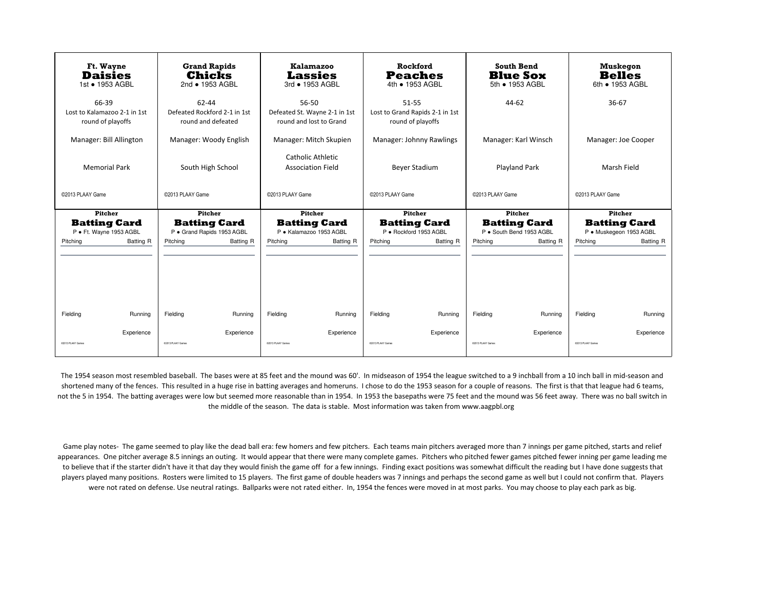| Ft. Wayne **Daisies** 1st • 1953 AGBL | Grand Rapids **Chicks** 2nd • 1953 AGBL | Kalamazoo **Lassies** 3rd • 1953 AGBL | Rockford **Peaches** 4th • 1953 AGBL | South Bend **Blue Sox** 5th • 1953 AGBL | Muskegon **Belles** 6th • 1953 AGBL |
| --- | --- | --- | --- | --- | --- |
| 66-39 Lost to Kalamazoo 2-1 in 1st round of playoffs | 62-44 Defeated Rockford 2-1 in 1st round and defeated | 56-50 Defeated St. Wayne 2-1 in 1st round and lost to Grand | 51-55 Lost to Grand Rapids 2-1 in 1st round of playoffs | 44-62 | 36-67 |
| Manager: Bill Allington | Manager: Woody English | Manager: Mitch Skupien | Manager: Johnny Rawlings | Manager: Karl Winsch | Manager: Joe Cooper |
| Memorial Park | South High School | Catholic Athletic Association Field | Beyer Stadium | Playland Park | Marsh Field |
| ©2013 PLAAY Game | ©2013 PLAAY Game | ©2013 PLAAY Game | ©2013 PLAAY Game | ©2013 PLAAY Game | ©2013 PLAAY Game |

| Pitcher **Batting Card** P • Ft. Wayne 1953 AGBL | Pitcher **Batting Card** P • Grand Rapids 1953 AGBL | Pitcher **Batting Card** P • Kalamazoo 1953 AGBL | Pitcher **Batting Card** P • Rockford 1953 AGBL | Pitcher **Batting Card** P • South Bend 1953 AGBL | Pitcher **Batting Card** P • Muskegeon 1953 AGBL |
| --- | --- | --- | --- | --- | --- |
| Pitching / Batting R | Pitching / Batting R | Pitching / Batting R | Pitching / Batting R | Pitching / Batting R | Pitching / Batting R |
| Fielding / Running | Fielding / Running | Fielding / Running | Fielding / Running | Fielding / Running | Fielding / Running |
| Experience | Experience | Experience | Experience | Experience | Experience |
| ©2013 PLAAY Games | ©2013 PLAAY Games | ©2013 PLAAY Games | ©2013 PLAAY Games | ©2013 PLAAY Games | ©2013 PLAAY Games |

The 1954 season most resembled baseball. The bases were at 85 feet and the mound was 60'. In midseason of 1954 the league switched to a 9 inchball from a 10 inch ball in mid-season and shortened many of the fences. This resulted in a huge rise in batting averages and homeruns. I chose to do the 1953 season for a couple of reasons. The first is that that league had 6 teams, not the 5 in 1954. The batting averages were low but seemed more reasonable than in 1954. In 1953 the basepaths were 75 feet and the mound was 56 feet away. There was no ball switch in the middle of the season. The data is stable. Most information was taken from www.aagpbl.org

Game play notes- The game seemed to play like the dead ball era: few homers and few pitchers. Each teams main pitchers averaged more than 7 innings per game pitched, starts and relief appearances. One pitcher average 8.5 innings an outing. It would appear that there were many complete games. Pitchers who pitched fewer games pitched fewer inning per game leading me to believe that if the starter didn't have it that day they would finish the game off for a few innings. Finding exact positions was somewhat difficult the reading but I have done suggests that players played many positions. Rosters were limited to 15 players. The first game of double headers was 7 innings and perhaps the second game as well but I could not confirm that. Players were not rated on defense. Use neutral ratings. Ballparks were not rated either. In, 1954 the fences were moved in at most parks. You may choose to play each park as big.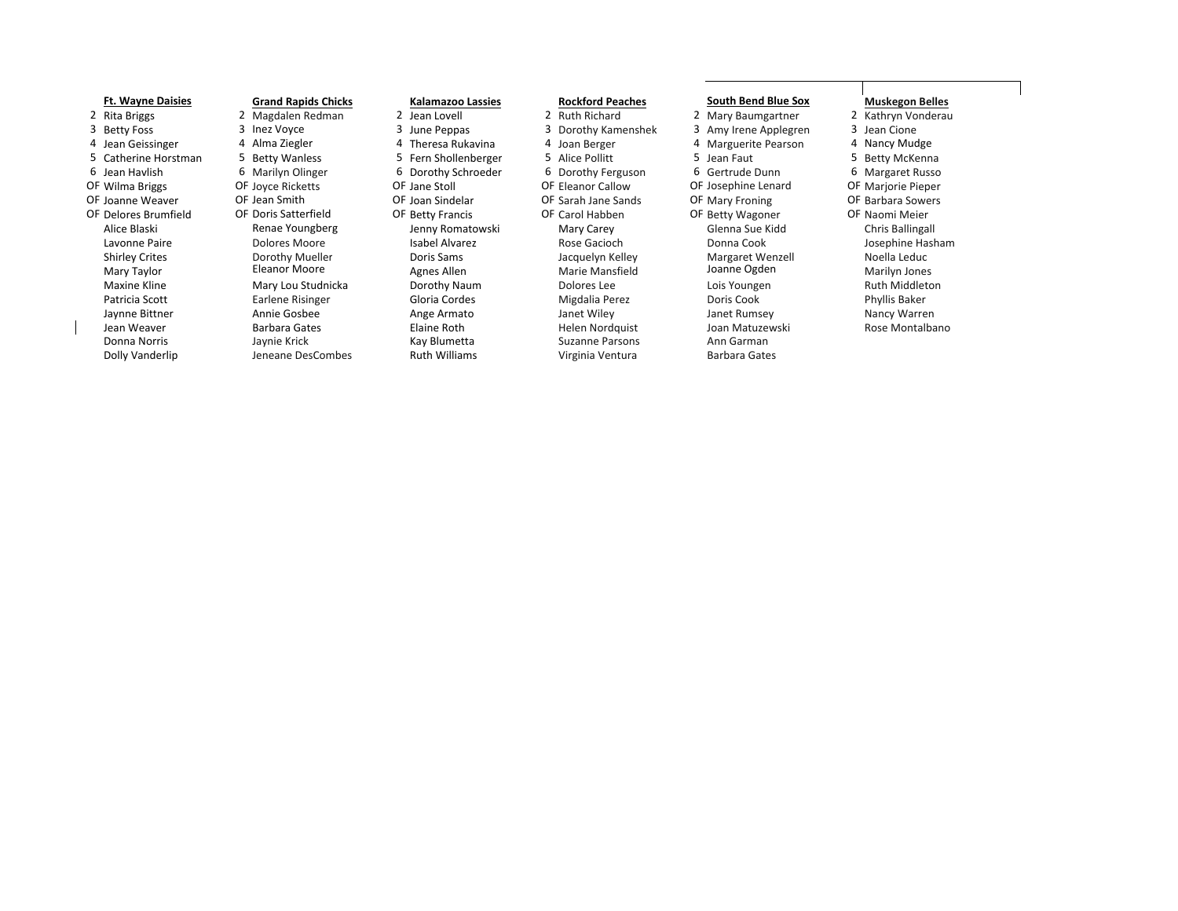| Ft. Wayne Daisies | Grand Rapids Chicks | Kalamazoo Lassies | Rockford Peaches | South Bend Blue Sox | Muskegon Belles |
|---|---|---|---|---|---|
| 2 Rita Briggs | 2 Magdalen Redman | 2 Jean Lovell | 2 Ruth Richard | 2 Mary Baumgartner | 2 Kathryn Vonderau |
| 3 Betty Foss | 3 Inez Voyce | 3 June Peppas | 3 Dorothy Kamenshek | 3 Amy Irene Applegren | 3 Jean Cione |
| 4 Jean Geissinger | 4 Alma Ziegler | 4 Theresa Rukavina | 4 Joan Berger | 4 Marguerite Pearson | 4 Nancy Mudge |
| 5 Catherine Horstman | 5 Betty Wanless | 5 Fern Shollenberger | 5 Alice Pollitt | 5 Jean Faut | 5 Betty McKenna |
| 6 Jean Havlish | 6 Marilyn Olinger | 6 Dorothy Schroeder | 6 Dorothy Ferguson | 6 Gertrude Dunn | 6 Margaret Russo |
| OF Wilma Briggs | OF Joyce Ricketts | OF Jane Stoll | OF Eleanor Callow | OF Josephine Lenard | OF Marjorie Pieper |
| OF Joanne Weaver | OF Jean Smith | OF Joan Sindelar | OF Sarah Jane Sands | OF Mary Froning | OF Barbara Sowers |
| OF Delores Brumfield | OF Doris Satterfield | OF Betty Francis | OF Carol Habben | OF Betty Wagoner | OF Naomi Meier |
| Alice Blaski | Renae Youngberg | Jenny Romatowski | Mary Carey | Glenna Sue Kidd | Chris Ballingall |
| Lavonne Paire | Dolores Moore | Isabel Alvarez | Rose Gacioch | Donna Cook | Josephine Hasham |
| Shirley Crites | Dorothy Mueller | Doris Sams | Jacquelyn Kelley | Margaret Wenzell | Noella Leduc |
| Mary Taylor | Eleanor Moore | Agnes Allen | Marie Mansfield | Joanne Ogden | Marilyn Jones |
| Maxine Kline | Mary Lou Studnicka | Dorothy Naum | Dolores Lee | Lois Youngen | Ruth Middleton |
| Patricia Scott | Earlene Risinger | Gloria Cordes | Migdalia Perez | Doris Cook | Phyllis Baker |
| Jaynne Bittner | Annie Gosbee | Ange Armato | Janet Wiley | Janet Rumsey | Nancy Warren |
| Jean Weaver | Barbara Gates | Elaine Roth | Helen Nordquist | Joan Matuzewski | Rose Montalbano |
| Donna Norris | Jaynie Krick | Kay Blumetta | Suzanne Parsons | Ann Garman | |
| Dolly Vanderlip | Jeneane DesCombes | Ruth Williams | Virginia Ventura | Barbara Gates | |